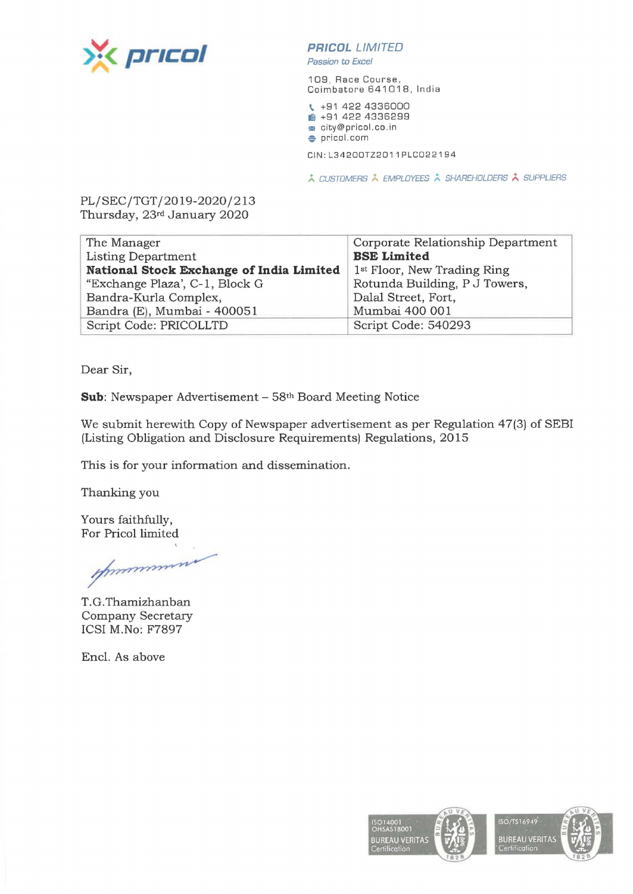**PRICOL LIMITED**
*Passion to Excel*

109, Race Course,
Coimbatore 641018, India

+91 422 4336000
+91 422 4336299
city@pricol.co.in
pricol.com

CIN: L34200TZ2011PLC022194

CUSTOMERS EMPLOYEES SHAREHOLDERS SUPPLIERS

PL/SEC/TGT/2019-2020/213
Thursday, 23rd January 2020

| The Manager<br>Listing Department<br>**National Stock Exchange of India Limited**<br>"Exchange Plaza', C-1, Block G<br>Bandra-Kurla Complex,<br>Bandra (E), Mumbai - 400051 | Corporate Relationship Department<br>**BSE Limited**<br>1st Floor, New Trading Ring<br>Rotunda Building, P J Towers,<br>Dalal Street, Fort,<br>Mumbai 400 001 |
|---|---|
| Script Code: PRICOLLTD | Script Code: 540293 |

Dear Sir,

**Sub**: Newspaper Advertisement – 58th Board Meeting Notice

We submit herewith Copy of Newspaper advertisement as per Regulation 47(3) of SEBI (Listing Obligation and Disclosure Requirements) Regulations, 2015

This is for your information and dissemination.

Thanking you

Yours faithfully,
For Pricol limited

T.G.Thamizhanban
Company Secretary
ICSI M.No: F7897

Encl. As above

ISO14001
OHSAS18001
BUREAU VERITAS
Certification

ISO/TS16949
BUREAU VERITAS
Certification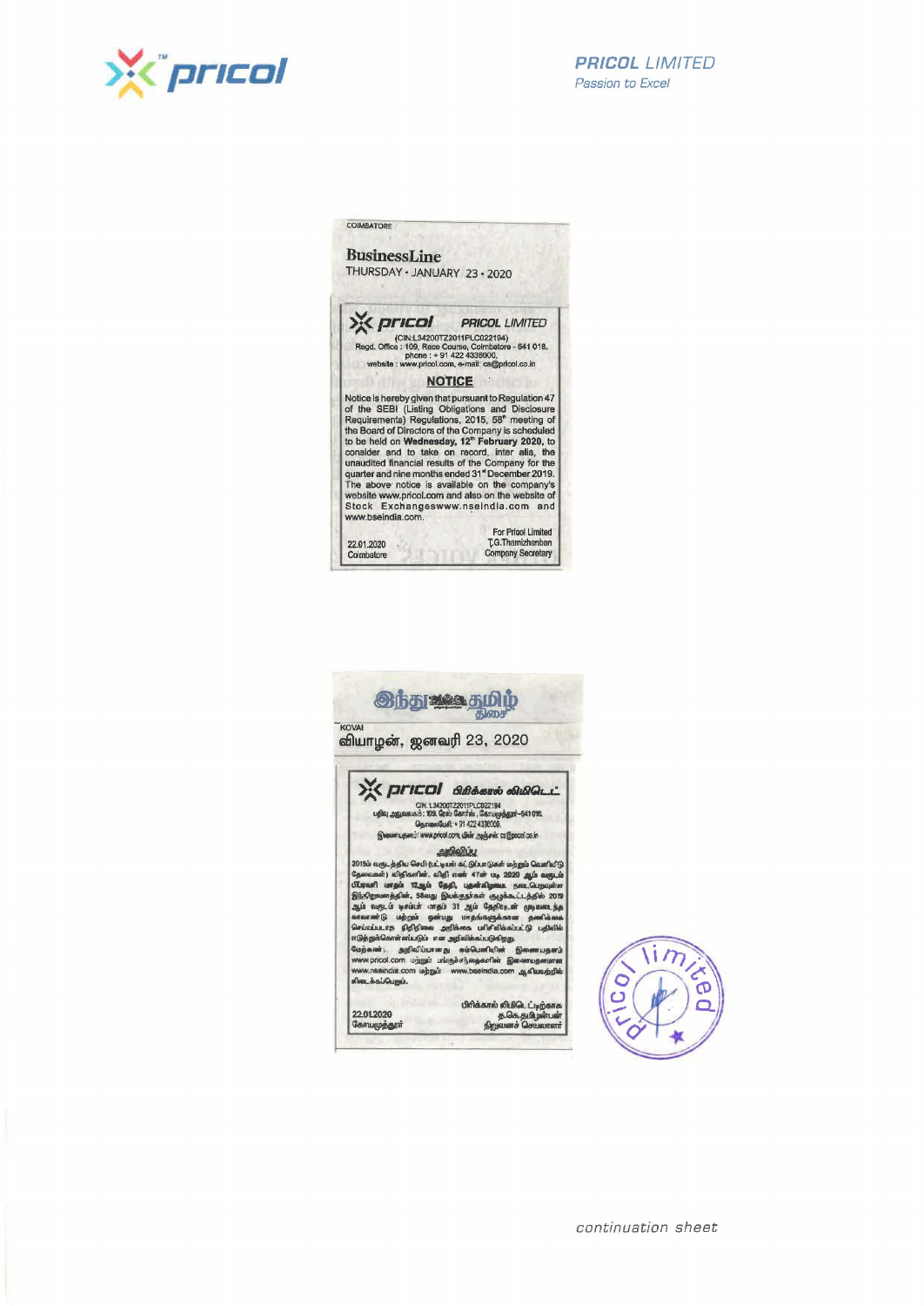COIMBATORE

**BusinessLine**

THURSDAY • JANUARY 23 • 2020

**PRICOL LIMITED**

(CIN:L34200TZ2011PLC022194)
Regd. Office : 109, Race Course, Coimbatore - 641 018.
phone : + 91 422 4336000,
website : www.pricol.com, e-mail: cs@pricol.co.in

## NOTICE

Notice is hereby given that pursuant to Regulation 47 of the SEBI (Listing Obligations and Disclosure Requirements) Regulations, 2015, 58[th] meeting of the Board of Directors of the Company is scheduled to be held on **Wednesday, 12[th] February 2020**, to consider and to take on record, inter alia, the unaudited financial results of the Company for the quarter and nine months ended 31[st] December 2019. The above notice is available on the company's website www.pricol.com and also on the website of Stock Exchangeswww.nseindia.com and www.bseindia.com.

For Pricol Limited
T.G.Thamizhanban
Company Secretary

22.01.2020
Coimbatore

இந்து தமிழ் திசை

KOVAI

வியாழன், ஜனவரி 23, 2020

**பிரிக்கால் லிமிடெட்**

CIN: L34200TZ2011PLC022194
பதிவு அலுவலகம்: 109, ரேஸ் கோர்ஸ், கோயமுத்தூர்-641 018.
தொலைபேசி: + 91 422 4336000,
இணையதளம்: www.pricol.com, மின் அஞ்சல்: cs@pricol.co.in

## அறிவிப்பு

2015ம் வருடத்திய செபி (பட்டியல் கட்டுப்பாடுகள் மற்றும் வெளியீடு தேவைகள்) விதிகளின், விதி எண் 47ன் படி 2020 ஆம் வருடம் பிப்ரவரி மாதம் 12ஆம் தேதி, புதன்கிழமை நடைபெறவுள்ள இந்நிறுவனத்தின், 58வது இயக்குநர்கள் குழுக்கூட்டத்தில் 2019 ஆம் வருடம் டிசம்பர் மாதம் 31 ஆம் தேதியுடன் முடிவடைந்த காலாண்டு மற்றும் ஒன்பது மாதங்களுக்கான தணிக்கை செய்யப்படாத நிதிநிலை அறிக்கை பரிசீலிக்கப்பட்டு பதிவில் எடுத்துக்கொள்ளப்படும் என அறிவிக்கப்படுகிறது.

மேற்கண்ட அறிவிப்பானது கம்பெனியின் இணையதளம் www.pricol.com மற்றும் பங்குச்சந்தைகளின் இணையதளமான www.nseindia.com மற்றும் www.bseindia.com ஆகியவற்றில் கிடைக்கப்பெறும்.

பிரிக்கால் லிமிடெட்டிற்காக
த.கெ.தமிழன்பன்
நிறுவனச் செயலாளர்

22.01.2020
கோயமுத்தூர்

continuation sheet